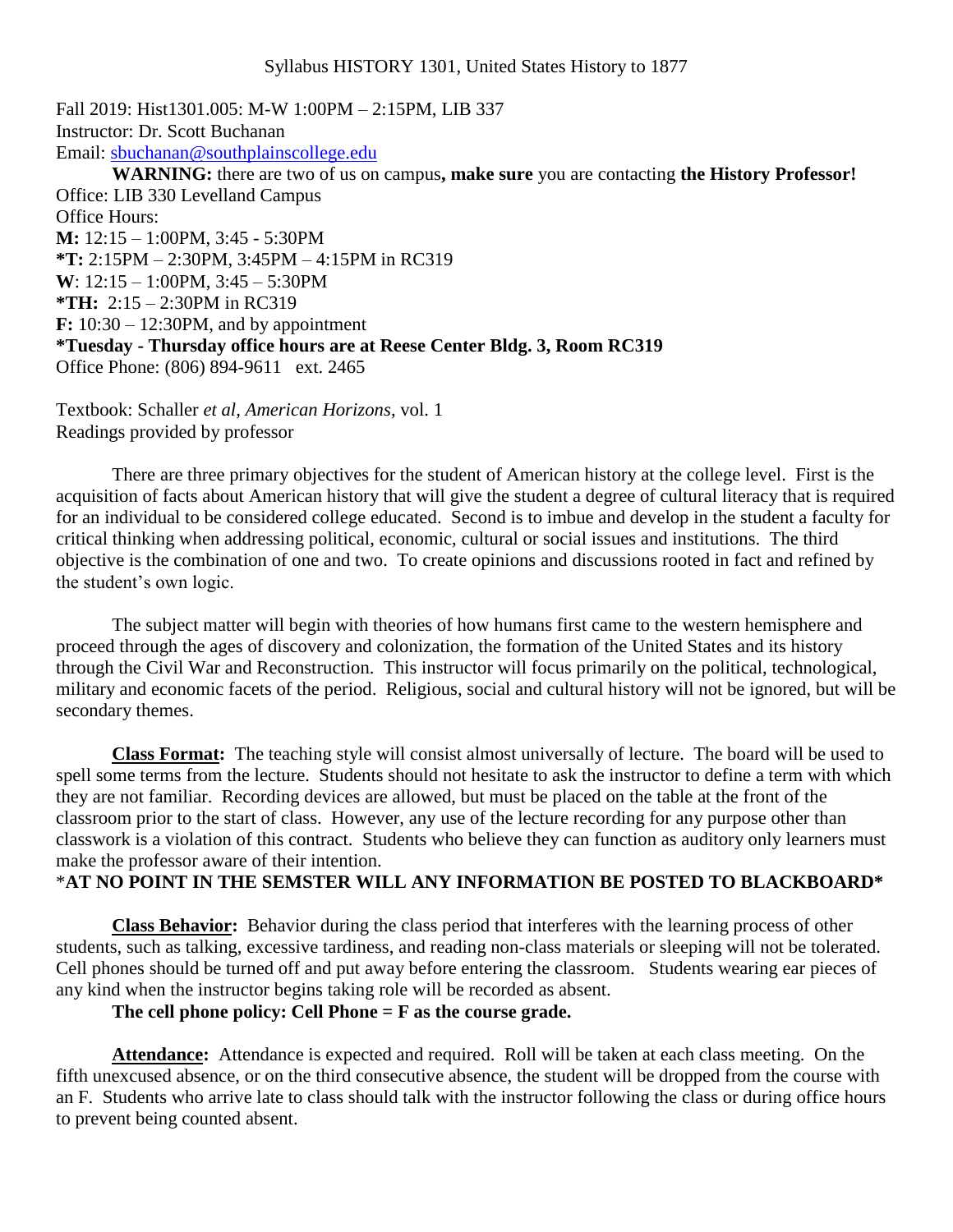Syllabus HISTORY 1301, United States History to 1877

Fall 2019: Hist1301.005: M-W 1:00PM – 2:15PM, LIB 337
Instructor: Dr. Scott Buchanan
Email: sbuchanan@southplainscollege.edu

**WARNING:** there are two of us on campus**, make sure** you are contacting **the History Professor!**

Office: LIB 330 Levelland Campus
Office Hours:
**M:** 12:15 – 1:00PM, 3:45 - 5:30PM
***T:** 2:15PM – 2:30PM, 3:45PM – 4:15PM in RC319
**W**: 12:15 – 1:00PM, 3:45 – 5:30PM
***TH:** 2:15 – 2:30PM in RC319
**F:** 10:30 – 12:30PM, and by appointment
***Tuesday - Thursday office hours are at Reese Center Bldg. 3, Room RC319**
Office Phone: (806) 894-9611 ext. 2465

Textbook: Schaller *et al*, *American Horizons*, vol. 1
Readings provided by professor

There are three primary objectives for the student of American history at the college level. First is the acquisition of facts about American history that will give the student a degree of cultural literacy that is required for an individual to be considered college educated. Second is to imbue and develop in the student a faculty for critical thinking when addressing political, economic, cultural or social issues and institutions. The third objective is the combination of one and two. To create opinions and discussions rooted in fact and refined by the student's own logic.

The subject matter will begin with theories of how humans first came to the western hemisphere and proceed through the ages of discovery and colonization, the formation of the United States and its history through the Civil War and Reconstruction. This instructor will focus primarily on the political, technological, military and economic facets of the period. Religious, social and cultural history will not be ignored, but will be secondary themes.

**Class Format:** The teaching style will consist almost universally of lecture. The board will be used to spell some terms from the lecture. Students should not hesitate to ask the instructor to define a term with which they are not familiar. Recording devices are allowed, but must be placed on the table at the front of the classroom prior to the start of class. However, any use of the lecture recording for any purpose other than classwork is a violation of this contract. Students who believe they can function as auditory only learners must make the professor aware of their intention.

***AT NO POINT IN THE SEMSTER WILL ANY INFORMATION BE POSTED TO BLACKBOARD***

**Class Behavior:** Behavior during the class period that interferes with the learning process of other students, such as talking, excessive tardiness, and reading non-class materials or sleeping will not be tolerated. Cell phones should be turned off and put away before entering the classroom. Students wearing ear pieces of any kind when the instructor begins taking role will be recorded as absent.

**The cell phone policy: Cell Phone = F as the course grade.**

**Attendance:** Attendance is expected and required. Roll will be taken at each class meeting. On the fifth unexcused absence, or on the third consecutive absence, the student will be dropped from the course with an F. Students who arrive late to class should talk with the instructor following the class or during office hours to prevent being counted absent.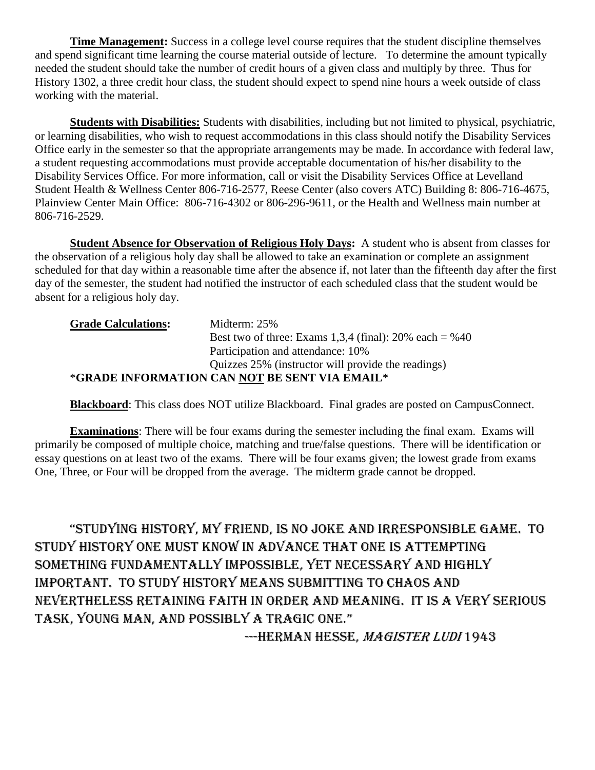**Time Management:** Success in a college level course requires that the student discipline themselves and spend significant time learning the course material outside of lecture. To determine the amount typically needed the student should take the number of credit hours of a given class and multiply by three. Thus for History 1302, a three credit hour class, the student should expect to spend nine hours a week outside of class working with the material.

**Students with Disabilities:** Students with disabilities, including but not limited to physical, psychiatric, or learning disabilities, who wish to request accommodations in this class should notify the Disability Services Office early in the semester so that the appropriate arrangements may be made. In accordance with federal law, a student requesting accommodations must provide acceptable documentation of his/her disability to the Disability Services Office. For more information, call or visit the Disability Services Office at Levelland Student Health & Wellness Center 806-716-2577, Reese Center (also covers ATC) Building 8: 806-716-4675, Plainview Center Main Office: 806-716-4302 or 806-296-9611, or the Health and Wellness main number at 806-716-2529.

**Student Absence for Observation of Religious Holy Days:** A student who is absent from classes for the observation of a religious holy day shall be allowed to take an examination or complete an assignment scheduled for that day within a reasonable time after the absence if, not later than the fifteenth day after the first day of the semester, the student had notified the instructor of each scheduled class that the student would be absent for a religious holy day.

**Grade Calculations:**
- Midterm: 25%
- Best two of three: Exams 1,3,4 (final): 20% each = %40
- Participation and attendance: 10%
- Quizzes 25% (instructor will provide the readings)

***GRADE INFORMATION CAN NOT BE SENT VIA EMAIL***

**Blackboard**: This class does NOT utilize Blackboard. Final grades are posted on CampusConnect.

**Examinations**: There will be four exams during the semester including the final exam. Exams will primarily be composed of multiple choice, matching and true/false questions. There will be identification or essay questions on at least two of the exams. There will be four exams given; the lowest grade from exams One, Three, or Four will be dropped from the average. The midterm grade cannot be dropped.

"STUDYING HISTORY, MY FRIEND, IS NO JOKE AND IRRESPONSIBLE GAME. TO STUDY HISTORY ONE MUST KNOW IN ADVANCE THAT ONE IS ATTEMPTING SOMETHING FUNDAMENTALLY IMPOSSIBLE, YET NECESSARY AND HIGHLY IMPORTANT. TO STUDY HISTORY MEANS SUBMITTING TO CHAOS AND NEVERTHELESS RETAINING FAITH IN ORDER AND MEANING. IT IS A VERY SERIOUS TASK, YOUNG MAN, AND POSSIBLY A TRAGIC ONE."

---HERMAN HESSE, *MAGISTER LUDI* 1943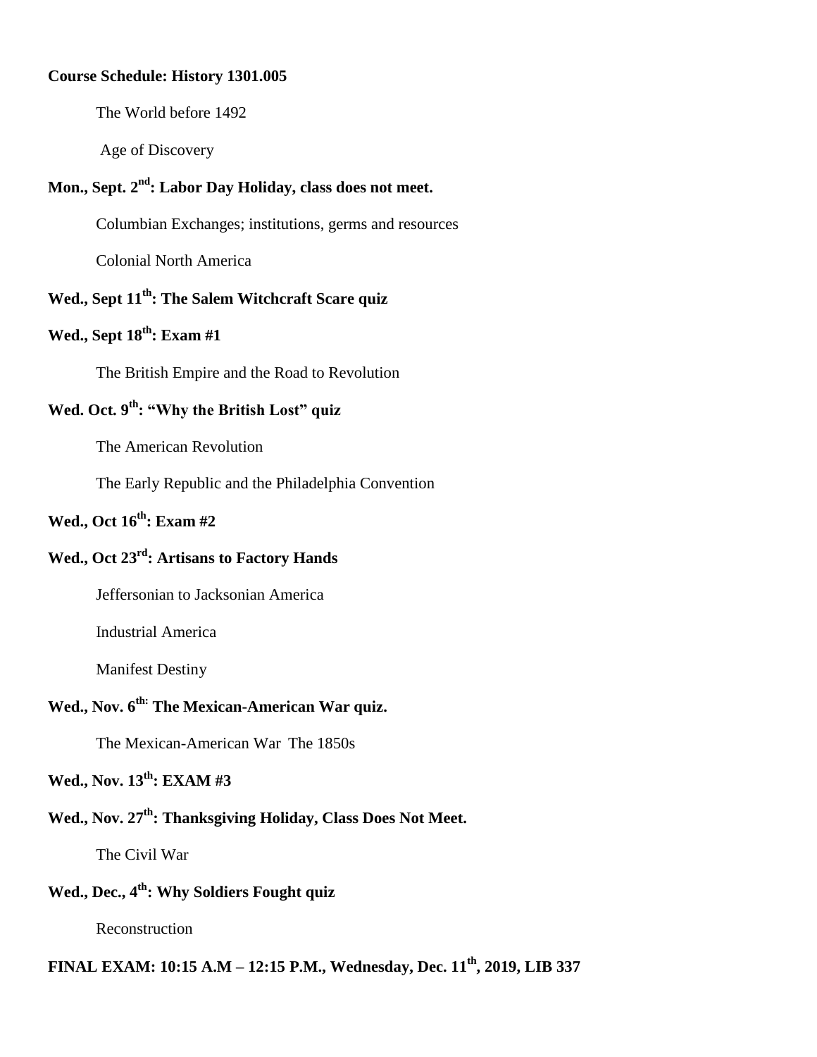**Course Schedule: History 1301.005**

The World before 1492

Age of Discovery

**Mon., Sept. 2nd: Labor Day Holiday, class does not meet.**

Columbian Exchanges; institutions, germs and resources

Colonial North America

**Wed., Sept 11th: The Salem Witchcraft Scare quiz**

**Wed., Sept 18th: Exam #1**

The British Empire and the Road to Revolution

**Wed. Oct. 9th: "Why the British Lost" quiz**

The American Revolution

The Early Republic and the Philadelphia Convention

**Wed., Oct 16th: Exam #2**

**Wed., Oct 23rd: Artisans to Factory Hands**

Jeffersonian to Jacksonian America

Industrial America

Manifest Destiny

**Wed., Nov. 6th: The Mexican-American War quiz.**

The Mexican-American War The 1850s

**Wed., Nov. 13th: EXAM #3**

**Wed., Nov. 27th: Thanksgiving Holiday, Class Does Not Meet.**

The Civil War

**Wed., Dec., 4th: Why Soldiers Fought quiz**

Reconstruction

**FINAL EXAM: 10:15 A.M – 12:15 P.M., Wednesday, Dec. 11th, 2019, LIB 337**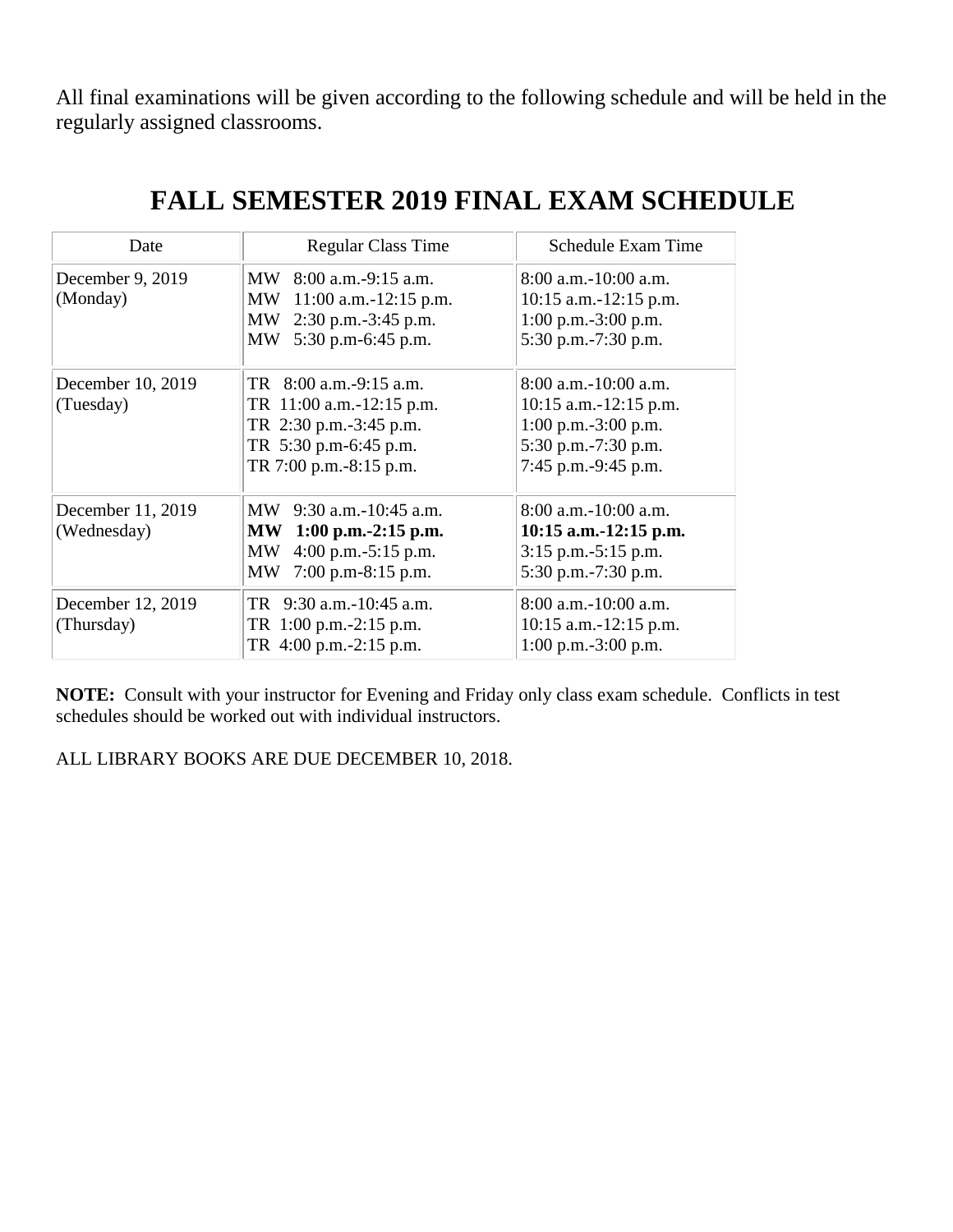All final examinations will be given according to the following schedule and will be held in the regularly assigned classrooms.

# FALL SEMESTER 2019 FINAL EXAM SCHEDULE

| Date | Regular Class Time | Schedule Exam Time |
|---|---|---|
| December 9, 2019 (Monday) | MW 8:00 a.m.-9:15 a.m.<br>MW 11:00 a.m.-12:15 p.m.<br>MW 2:30 p.m.-3:45 p.m.<br>MW 5:30 p.m-6:45 p.m. | 8:00 a.m.-10:00 a.m.<br>10:15 a.m.-12:15 p.m.<br>1:00 p.m.-3:00 p.m.<br>5:30 p.m.-7:30 p.m. |
| December 10, 2019 (Tuesday) | TR 8:00 a.m.-9:15 a.m.<br>TR 11:00 a.m.-12:15 p.m.<br>TR 2:30 p.m.-3:45 p.m.<br>TR 5:30 p.m-6:45 p.m.<br>TR 7:00 p.m.-8:15 p.m. | 8:00 a.m.-10:00 a.m.<br>10:15 a.m.-12:15 p.m.<br>1:00 p.m.-3:00 p.m.<br>5:30 p.m.-7:30 p.m.<br>7:45 p.m.-9:45 p.m. |
| December 11, 2019 (Wednesday) | MW 9:30 a.m.-10:45 a.m.<br>**MW 1:00 p.m.-2:15 p.m.**<br>MW 4:00 p.m.-5:15 p.m.<br>MW 7:00 p.m-8:15 p.m. | 8:00 a.m.-10:00 a.m.<br>**10:15 a.m.-12:15 p.m.**<br>3:15 p.m.-5:15 p.m.<br>5:30 p.m.-7:30 p.m. |
| December 12, 2019 (Thursday) | TR 9:30 a.m.-10:45 a.m.<br>TR 1:00 p.m.-2:15 p.m.<br>TR 4:00 p.m.-2:15 p.m. | 8:00 a.m.-10:00 a.m.<br>10:15 a.m.-12:15 p.m.<br>1:00 p.m.-3:00 p.m. |

**NOTE:** Consult with your instructor for Evening and Friday only class exam schedule. Conflicts in test schedules should be worked out with individual instructors.

ALL LIBRARY BOOKS ARE DUE DECEMBER 10, 2018.